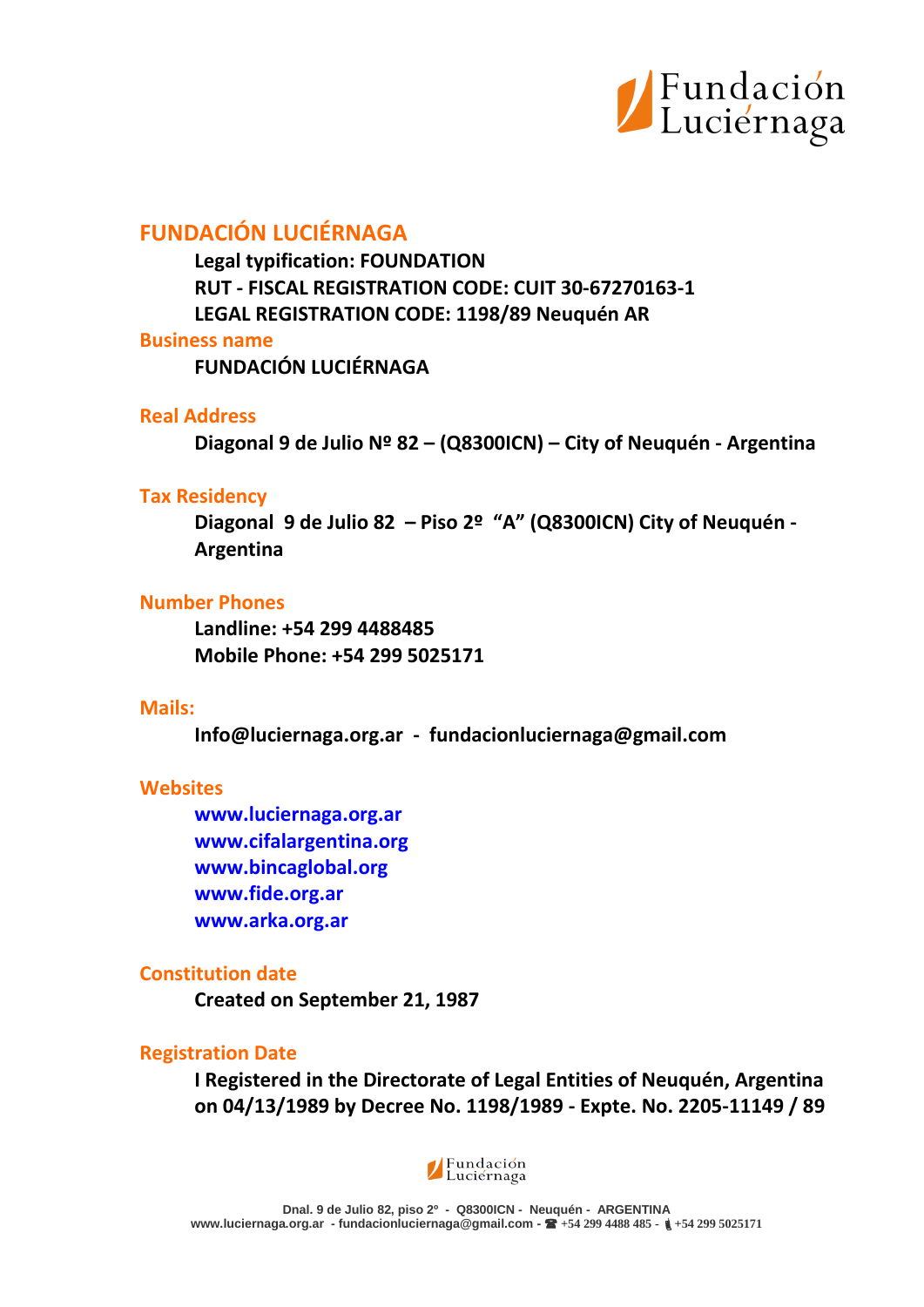## FUNDACIÓN LUCIÉRNAGA

**Legal typification: FOUNDATION**
**RUT - FISCAL REGISTRATION CODE: CUIT 30-67270163-1**
**LEGAL REGISTRATION CODE: 1198/89 Neuquén AR**

### Business name

**FUNDACIÓN LUCIÉRNAGA**

### Real Address

**Diagonal 9 de Julio Nº 82 – (Q8300ICN) – City of Neuquén - Argentina**

### Tax Residency

**Diagonal 9 de Julio 82 – Piso 2º "A" (Q8300ICN) City of Neuquén - Argentina**

### Number Phones

**Landline: +54 299 4488485**
**Mobile Phone: +54 299 5025171**

### Mails:

**Info@luciernaga.org.ar - fundacionluciernaga@gmail.com**

### Websites

**www.luciernaga.org.ar**
**www.cifalargentina.org**
**www.bincaglobal.org**
**www.fide.org.ar**
**www.arka.org.ar**

### Constitution date

**Created on September 21, 1987**

### Registration Date

**I Registered in the Directorate of Legal Entities of Neuquén, Argentina on 04/13/1989 by Decree No. 1198/1989 - Expte. No. 2205-11149 / 89**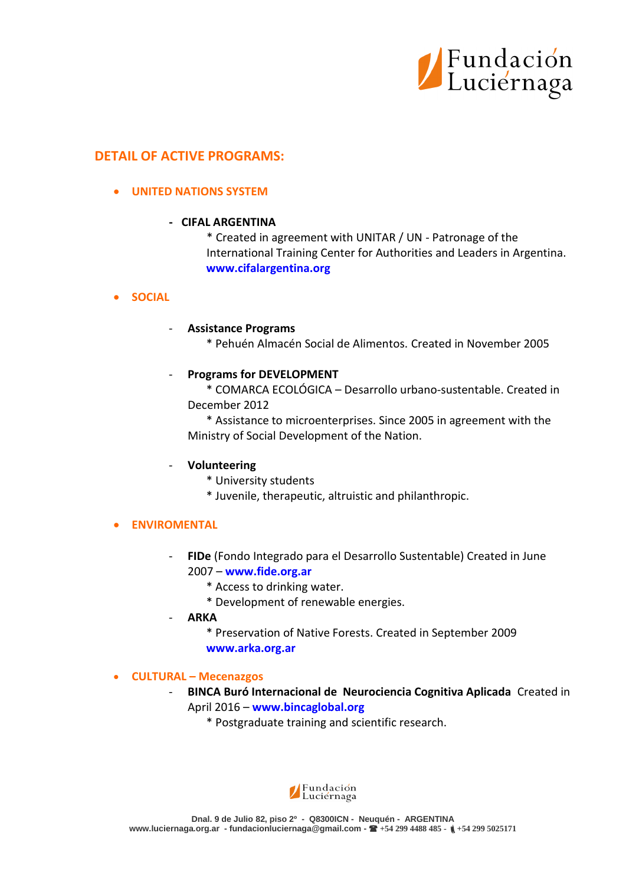## DETAIL OF ACTIVE PROGRAMS:

- **UNITED NATIONS SYSTEM**

  - **CIFAL ARGENTINA**
    * Created in agreement with UNITAR / UN - Patronage of the International Training Center for Authorities and Leaders in Argentina.
    **www.cifalargentina.org**

- **SOCIAL**

  - **Assistance Programs**
    * Pehuén Almacén Social de Alimentos. Created in November 2005

  - **Programs for DEVELOPMENT**
    * COMARCA ECOLÓGICA – Desarrollo urbano-sustentable. Created in December 2012
    * Assistance to microenterprises. Since 2005 in agreement with the Ministry of Social Development of the Nation.

  - **Volunteering**
    * University students
    * Juvenile, therapeutic, altruistic and philanthropic.

- **ENVIROMENTAL**

  - **FIDe** (Fondo Integrado para el Desarrollo Sustentable) Created in June 2007 – **www.fide.org.ar**
    * Access to drinking water.
    * Development of renewable energies.
  - **ARKA**
    * Preservation of Native Forests. Created in September 2009
    **www.arka.org.ar**

- **CULTURAL – Mecenazgos**
  - **BINCA Buró Internacional de Neurociencia Cognitiva Aplicada** Created in April 2016 – **www.bincaglobal.org**
    * Postgraduate training and scientific research.

Dnal. 9 de Julio 82, piso 2º - Q8300ICN - Neuquén - ARGENTINA
www.luciernaga.org.ar - fundacionluciernaga@gmail.com - ☎ +54 299 4488 485 - +54 299 5025171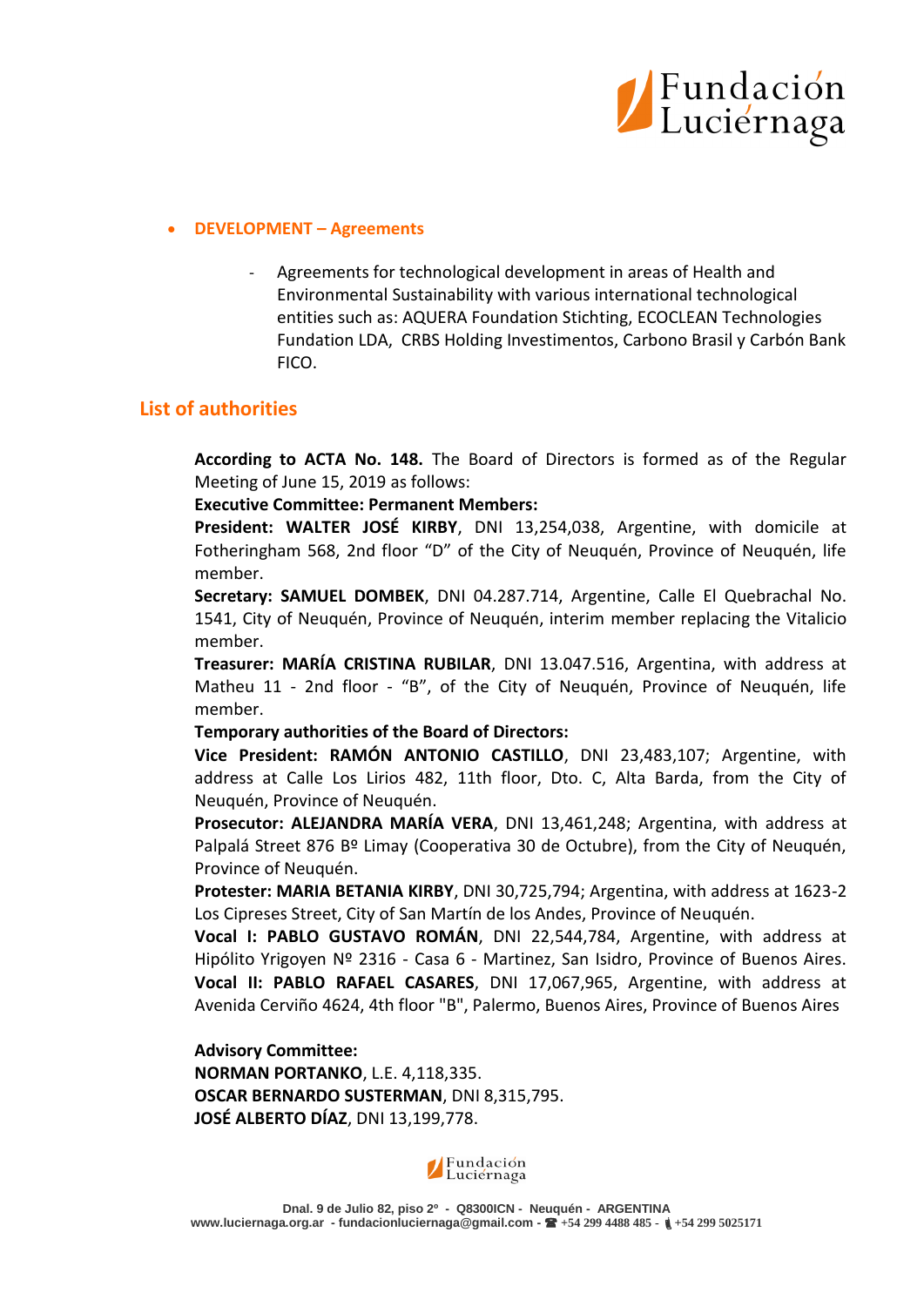- **DEVELOPMENT – Agreements**

  - Agreements for technological development in areas of Health and Environmental Sustainability with various international technological entities such as: AQUERA Foundation Stichting, ECOCLEAN Technologies Fundation LDA, CRBS Holding Investimentos, Carbono Brasil y Carbón Bank FICO.

## List of authorities

**According to ACTA No. 148.** The Board of Directors is formed as of the Regular Meeting of June 15, 2019 as follows:

**Executive Committee: Permanent Members:**

**President: WALTER JOSÉ KIRBY**, DNI 13,254,038, Argentine, with domicile at Fotheringham 568, 2nd floor "D" of the City of Neuquén, Province of Neuquén, life member.

**Secretary: SAMUEL DOMBEK**, DNI 04.287.714, Argentine, Calle El Quebrachal No. 1541, City of Neuquén, Province of Neuquén, interim member replacing the Vitalicio member.

**Treasurer: MARÍA CRISTINA RUBILAR**, DNI 13.047.516, Argentina, with address at Matheu 11 - 2nd floor - "B", of the City of Neuquén, Province of Neuquén, life member.

**Temporary authorities of the Board of Directors:**

**Vice President: RAMÓN ANTONIO CASTILLO**, DNI 23,483,107; Argentine, with address at Calle Los Lirios 482, 11th floor, Dto. C, Alta Barda, from the City of Neuquén, Province of Neuquén.

**Prosecutor: ALEJANDRA MARÍA VERA**, DNI 13,461,248; Argentina, with address at Palpalá Street 876 Bº Limay (Cooperativa 30 de Octubre), from the City of Neuquén, Province of Neuquén.

**Protester: MARIA BETANIA KIRBY**, DNI 30,725,794; Argentina, with address at 1623-2 Los Cipreses Street, City of San Martín de los Andes, Province of Neuquén.

**Vocal I: PABLO GUSTAVO ROMÁN**, DNI 22,544,784, Argentine, with address at Hipólito Yrigoyen Nº 2316 - Casa 6 - Martinez, San Isidro, Province of Buenos Aires.

**Vocal II: PABLO RAFAEL CASARES**, DNI 17,067,965, Argentine, with address at Avenida Cerviño 4624, 4th floor "B", Palermo, Buenos Aires, Province of Buenos Aires

**Advisory Committee:**

**NORMAN PORTANKO**, L.E. 4,118,335.

**OSCAR BERNARDO SUSTERMAN**, DNI 8,315,795.

**JOSÉ ALBERTO DÍAZ**, DNI 13,199,778.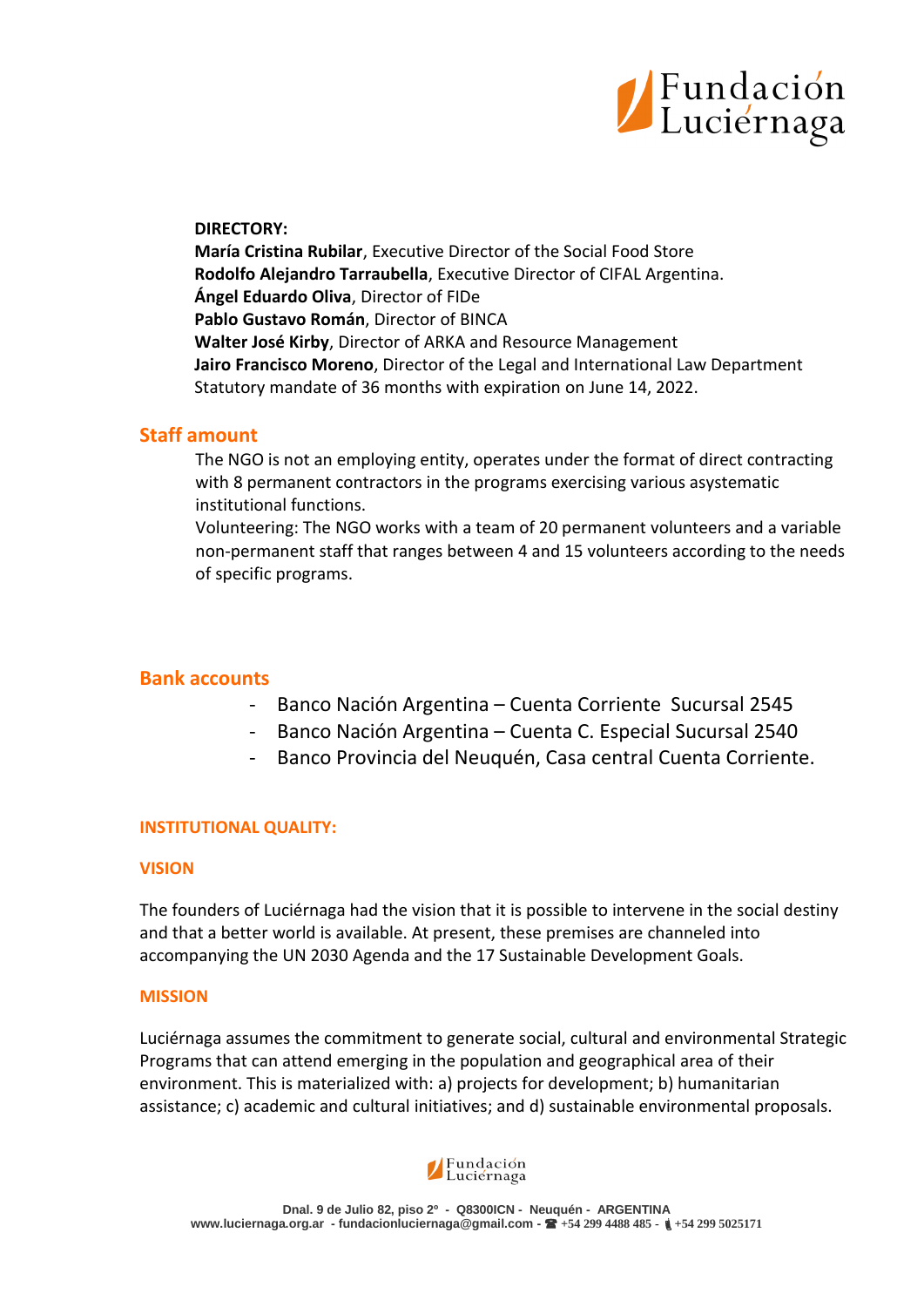**DIRECTORY:**

**María Cristina Rubilar**, Executive Director of the Social Food Store
**Rodolfo Alejandro Tarraubella**, Executive Director of CIFAL Argentina.
**Ángel Eduardo Oliva**, Director of FIDe
**Pablo Gustavo Román**, Director of BINCA
**Walter José Kirby**, Director of ARKA and Resource Management
**Jairo Francisco Moreno**, Director of the Legal and International Law Department
Statutory mandate of 36 months with expiration on June 14, 2022.

## Staff amount

The NGO is not an employing entity, operates under the format of direct contracting with 8 permanent contractors in the programs exercising various asystematic institutional functions.

Volunteering: The NGO works with a team of 20 permanent volunteers and a variable non-permanent staff that ranges between 4 and 15 volunteers according to the needs of specific programs.

## Bank accounts

- Banco Nación Argentina – Cuenta Corriente Sucursal 2545
- Banco Nación Argentina – Cuenta C. Especial Sucursal 2540
- Banco Provincia del Neuquén, Casa central Cuenta Corriente.

## INSTITUTIONAL QUALITY:

### VISION

The founders of Luciérnaga had the vision that it is possible to intervene in the social destiny and that a better world is available. At present, these premises are channeled into accompanying the UN 2030 Agenda and the 17 Sustainable Development Goals.

### MISSION

Luciérnaga assumes the commitment to generate social, cultural and environmental Strategic Programs that can attend emerging in the population and geographical area of their environment. This is materialized with: a) projects for development; b) humanitarian assistance; c) academic and cultural initiatives; and d) sustainable environmental proposals.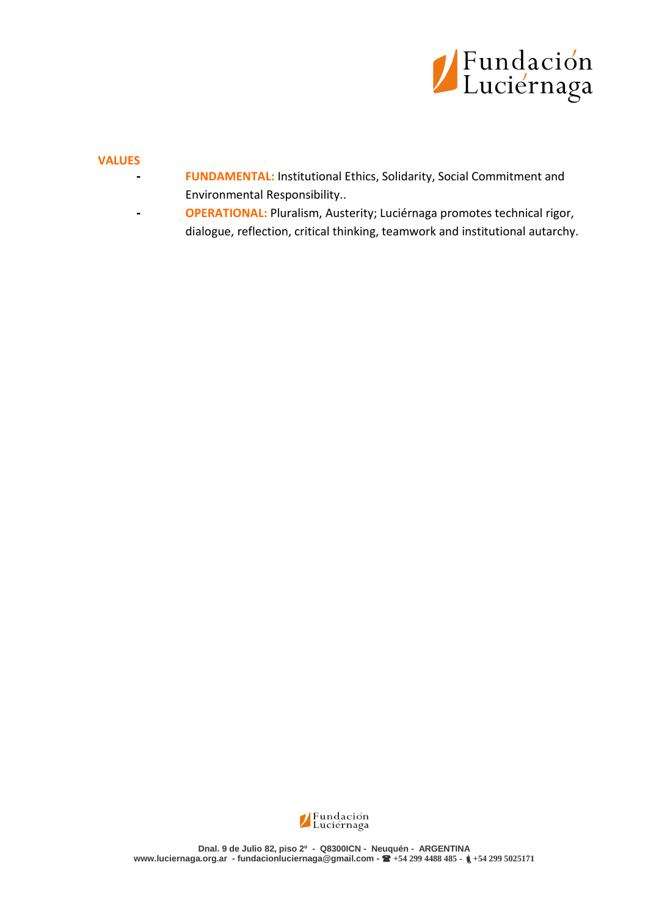## VALUES

- **FUNDAMENTAL:** Institutional Ethics, Solidarity, Social Commitment and Environmental Responsibility..
- **OPERATIONAL:** Pluralism, Austerity; Luciérnaga promotes technical rigor, dialogue, reflection, critical thinking, teamwork and institutional autarchy.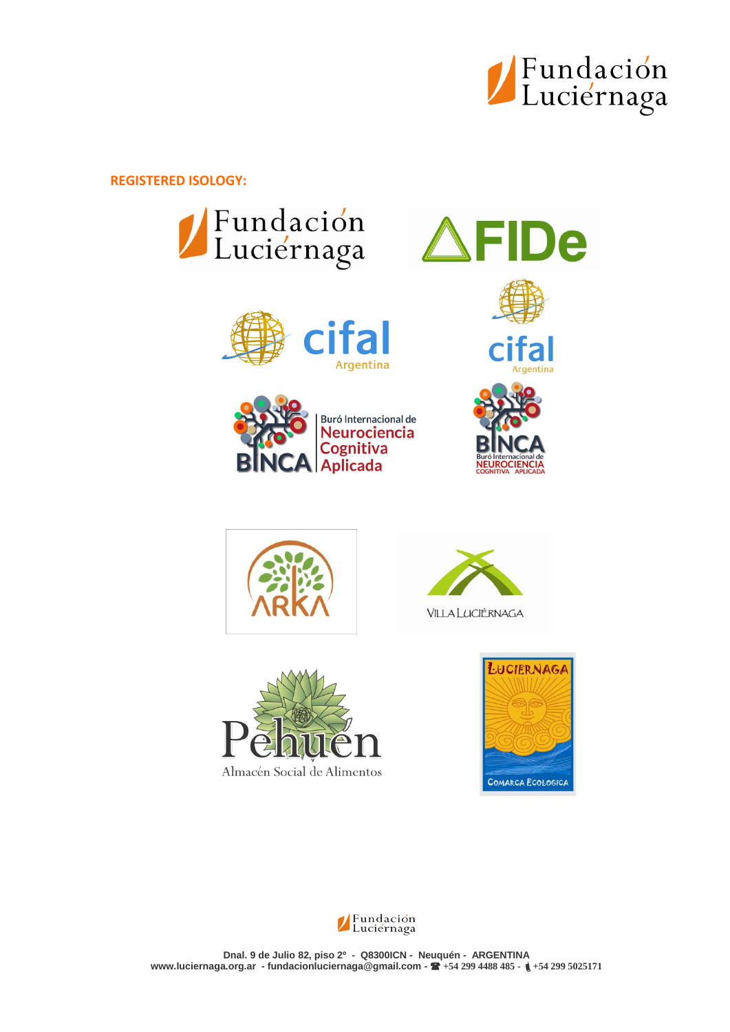**REGISTERED ISOLOGY:**

Fundación Luciérnaga

FIDe

cifal Argentina

cifal Argentina

BINCA Buró Internacional de Neurociencia Cognitiva Aplicada

BINCA Buró Internacional de NEUROCIENCIA COGNITIVA APLICADA

ARKA

VILLA LUCIÉRNAGA

Pehuén Almacén Social de Alimentos

LUCIERNAGA COMARCA ECOLOGICA

Dnal. 9 de Julio 82, piso 2º - Q8300ICN - Neuquén - ARGENTINA
www.luciernaga.org.ar - fundacionluciernaga@gmail.com - ☎ +54 299 4488 485 - +54 299 5025171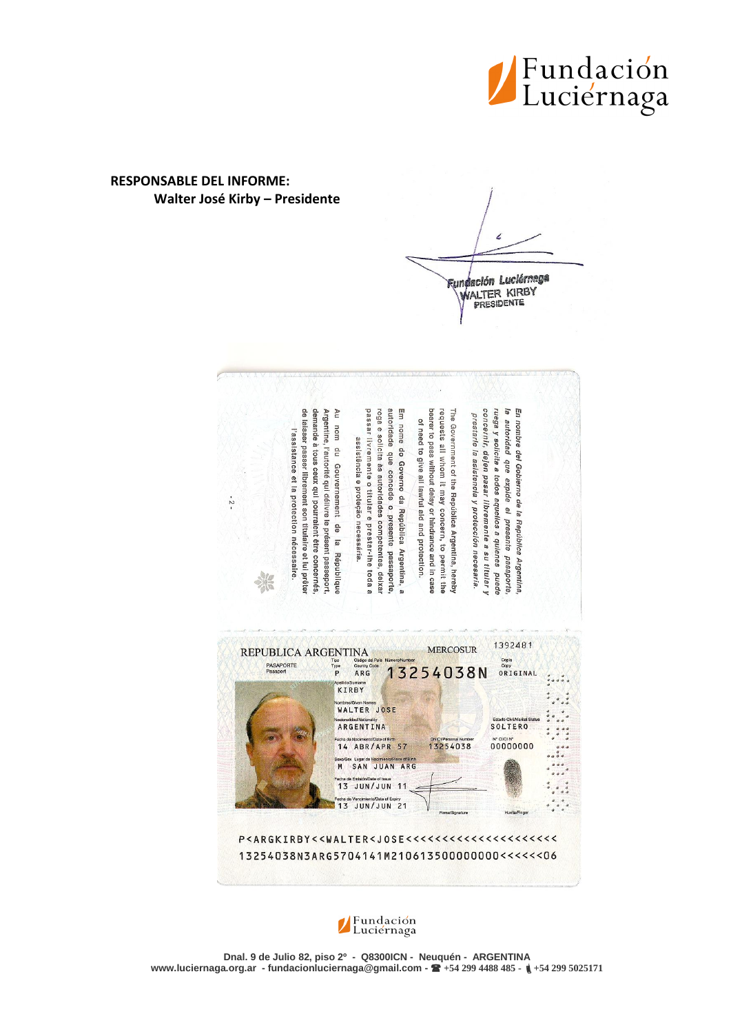**RESPONSABLE DEL INFORME:**

**Walter José Kirby – Presidente**

Fundación Luciérnaga
WALTER KIRBY
PRESIDENTE

*En nombre del Gobierno de la República Argentina, la autoridad que expide el presente pasaporte, ruega y solicita a todos aquellos a quienes pueda concernir, dejen pasar libremente a su titular y prestarle la asistencia y protección necesaria.*

The Government of the República Argentina, hereby requests all whom it may concern, to permit the bearer to pass without delay or hindrance and in case of need to give all lawful aid and protection.

Em nome do Governo da República Argentina, a autoridade que concede o presente passaporte, roga e solicita às autoridades competentes, deixar passar livremente o titular e prestar-lhe toda a assistência e proteção necessária.

Au nom du Gouvernement de la République Argentine, l'autorité qui délivre le présent passeport, demande à tous ceux qui pourraient être concernés, de laisser passer librement son titulaire et lui prêter l'assistance et la protection nécessaire.

- 2 -

REPUBLICA ARGENTINA — MERCOSUR — 1392481

PASAPORTE / Passport

Tipo / Type: P
Código del País / Country Code: ARG
Número / Number: 13254038N
Copia / Copy: ORIGINAL

Apellido / Surname: KIRBY

Nombres / Given Names: WALTER JOSE

Nacionalidad / Nationality: ARGENTINA

Estado Civil / Marital Status: SOLTERO

Fecha de Nacimiento / Date of Birth: 14 ABR/APR 57

DNI / Personal Number: 13254038

N° CI / CI N°: 00000000

Sexo / Sex: M
Lugar de Nacimiento / Place of Birth: SAN JUAN ARG

Fecha de Emisión / Date of Issue: 13 JUN/JUN 11

Fecha de Vencimiento / Date of Expiry: 13 JUN/JUN 21

Firma / Signature

Huella / Finger

P<ARGKIRBY<<WALTER<JOSE<<<<<<<<<<<<<<<<<<<<<

13254038N3ARG5704141M2106135000000000<<<<<<06